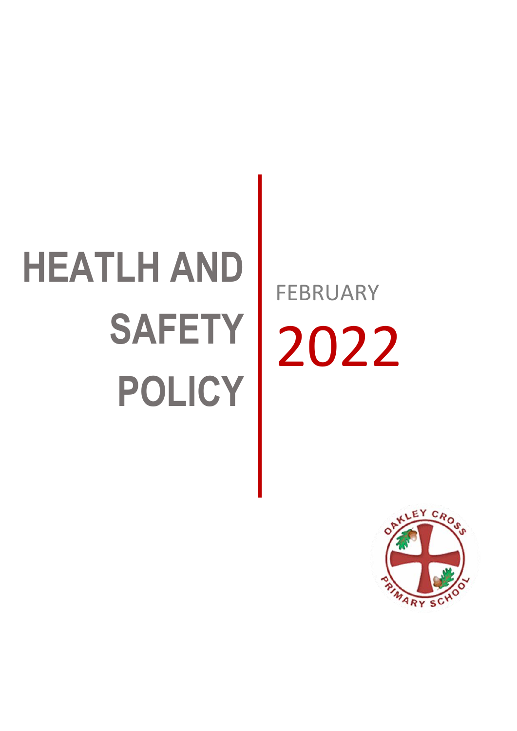# HEATLH AND SAFETY POLICY

FEBRUARY

2022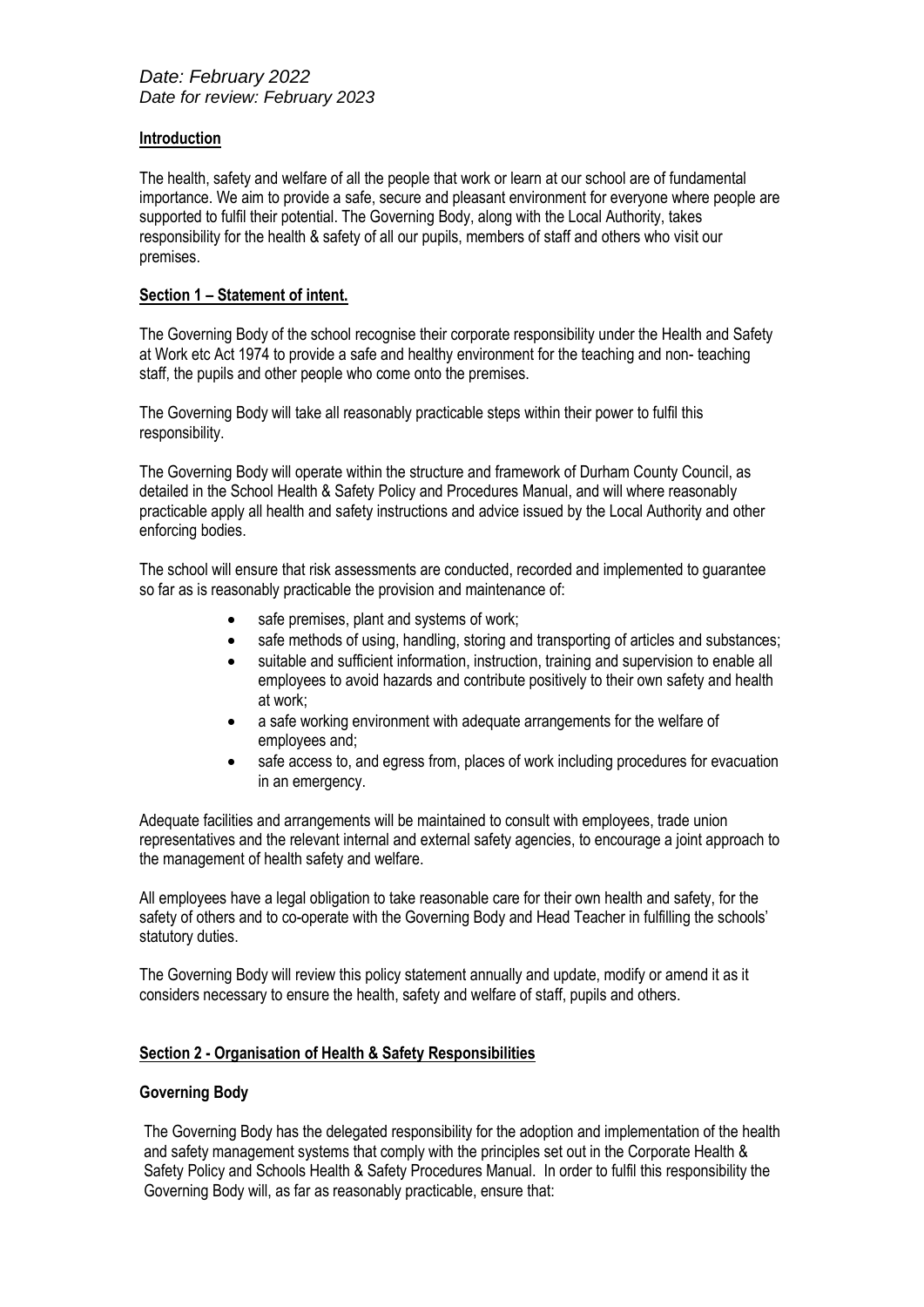*Date: February 2022*
*Date for review: February 2023*

## Introduction

The health, safety and welfare of all the people that work or learn at our school are of fundamental importance. We aim to provide a safe, secure and pleasant environment for everyone where people are supported to fulfil their potential. The Governing Body, along with the Local Authority, takes responsibility for the health & safety of all our pupils, members of staff and others who visit our premises.

## Section 1 – Statement of intent.

The Governing Body of the school recognise their corporate responsibility under the Health and Safety at Work etc Act 1974 to provide a safe and healthy environment for the teaching and non- teaching staff, the pupils and other people who come onto the premises.

The Governing Body will take all reasonably practicable steps within their power to fulfil this responsibility.

The Governing Body will operate within the structure and framework of Durham County Council, as detailed in the School Health & Safety Policy and Procedures Manual, and will where reasonably practicable apply all health and safety instructions and advice issued by the Local Authority and other enforcing bodies.

The school will ensure that risk assessments are conducted, recorded and implemented to guarantee so far as is reasonably practicable the provision and maintenance of:

- safe premises, plant and systems of work;
- safe methods of using, handling, storing and transporting of articles and substances;
- suitable and sufficient information, instruction, training and supervision to enable all employees to avoid hazards and contribute positively to their own safety and health at work;
- a safe working environment with adequate arrangements for the welfare of employees and;
- safe access to, and egress from, places of work including procedures for evacuation in an emergency.

Adequate facilities and arrangements will be maintained to consult with employees, trade union representatives and the relevant internal and external safety agencies, to encourage a joint approach to the management of health safety and welfare.

All employees have a legal obligation to take reasonable care for their own health and safety, for the safety of others and to co-operate with the Governing Body and Head Teacher in fulfilling the schools' statutory duties.

The Governing Body will review this policy statement annually and update, modify or amend it as it considers necessary to ensure the health, safety and welfare of staff, pupils and others.

## Section 2 - Organisation of Health & Safety Responsibilities

### Governing Body

The Governing Body has the delegated responsibility for the adoption and implementation of the health and safety management systems that comply with the principles set out in the Corporate Health & Safety Policy and Schools Health & Safety Procedures Manual. In order to fulfil this responsibility the Governing Body will, as far as reasonably practicable, ensure that: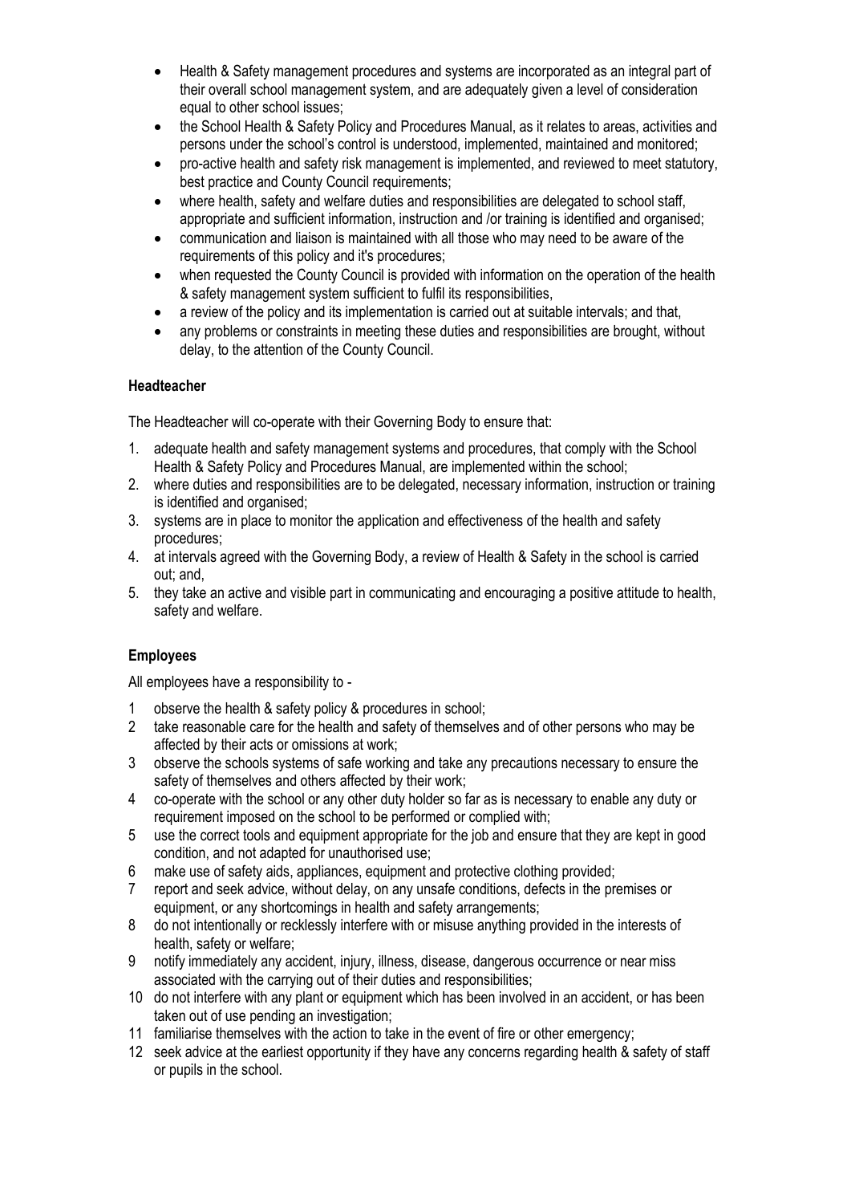- Health & Safety management procedures and systems are incorporated as an integral part of their overall school management system, and are adequately given a level of consideration equal to other school issues;
- the School Health & Safety Policy and Procedures Manual, as it relates to areas, activities and persons under the school's control is understood, implemented, maintained and monitored;
- pro-active health and safety risk management is implemented, and reviewed to meet statutory, best practice and County Council requirements;
- where health, safety and welfare duties and responsibilities are delegated to school staff, appropriate and sufficient information, instruction and /or training is identified and organised;
- communication and liaison is maintained with all those who may need to be aware of the requirements of this policy and it's procedures;
- when requested the County Council is provided with information on the operation of the health & safety management system sufficient to fulfil its responsibilities,
- a review of the policy and its implementation is carried out at suitable intervals; and that,
- any problems or constraints in meeting these duties and responsibilities are brought, without delay, to the attention of the County Council.

**Headteacher**

The Headteacher will co-operate with their Governing Body to ensure that:

1. adequate health and safety management systems and procedures, that comply with the School Health & Safety Policy and Procedures Manual, are implemented within the school;
2. where duties and responsibilities are to be delegated, necessary information, instruction or training is identified and organised;
3. systems are in place to monitor the application and effectiveness of the health and safety procedures;
4. at intervals agreed with the Governing Body, a review of Health & Safety in the school is carried out; and,
5. they take an active and visible part in communicating and encouraging a positive attitude to health, safety and welfare.

**Employees**

All employees have a responsibility to -

1 observe the health & safety policy & procedures in school;
2 take reasonable care for the health and safety of themselves and of other persons who may be affected by their acts or omissions at work;
3 observe the schools systems of safe working and take any precautions necessary to ensure the safety of themselves and others affected by their work;
4 co-operate with the school or any other duty holder so far as is necessary to enable any duty or requirement imposed on the school to be performed or complied with;
5 use the correct tools and equipment appropriate for the job and ensure that they are kept in good condition, and not adapted for unauthorised use;
6 make use of safety aids, appliances, equipment and protective clothing provided;
7 report and seek advice, without delay, on any unsafe conditions, defects in the premises or equipment, or any shortcomings in health and safety arrangements;
8 do not intentionally or recklessly interfere with or misuse anything provided in the interests of health, safety or welfare;
9 notify immediately any accident, injury, illness, disease, dangerous occurrence or near miss associated with the carrying out of their duties and responsibilities;
10 do not interfere with any plant or equipment which has been involved in an accident, or has been taken out of use pending an investigation;
11 familiarise themselves with the action to take in the event of fire or other emergency;
12 seek advice at the earliest opportunity if they have any concerns regarding health & safety of staff or pupils in the school.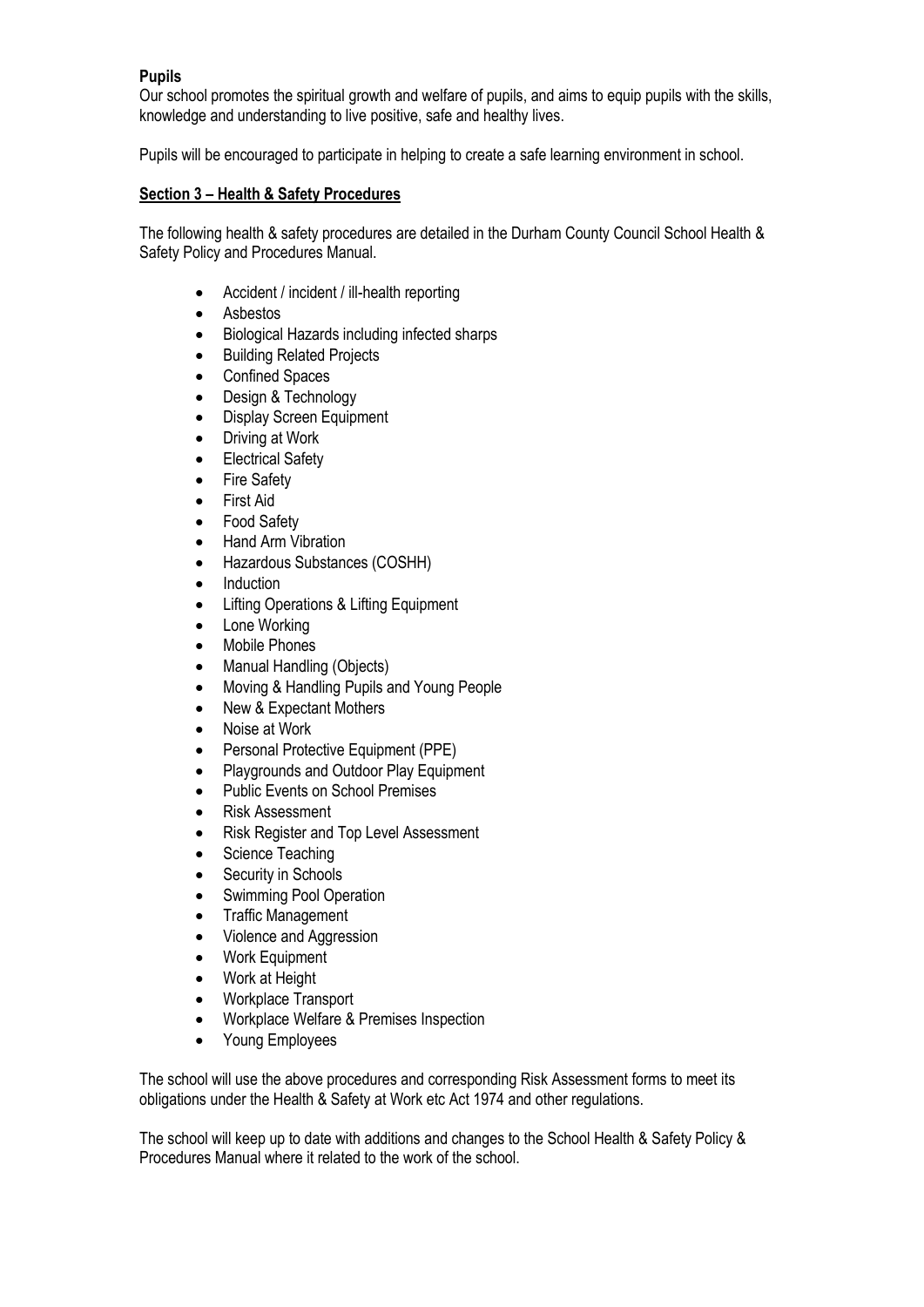**Pupils**

Our school promotes the spiritual growth and welfare of pupils, and aims to equip pupils with the skills, knowledge and understanding to live positive, safe and healthy lives.

Pupils will be encouraged to participate in helping to create a safe learning environment in school.

## Section 3 – Health & Safety Procedures

The following health & safety procedures are detailed in the Durham County Council School Health & Safety Policy and Procedures Manual.

- Accident / incident / ill-health reporting
- Asbestos
- Biological Hazards including infected sharps
- Building Related Projects
- Confined Spaces
- Design & Technology
- Display Screen Equipment
- Driving at Work
- Electrical Safety
- Fire Safety
- First Aid
- Food Safety
- Hand Arm Vibration
- Hazardous Substances (COSHH)
- Induction
- Lifting Operations & Lifting Equipment
- Lone Working
- Mobile Phones
- Manual Handling (Objects)
- Moving & Handling Pupils and Young People
- New & Expectant Mothers
- Noise at Work
- Personal Protective Equipment (PPE)
- Playgrounds and Outdoor Play Equipment
- Public Events on School Premises
- Risk Assessment
- Risk Register and Top Level Assessment
- Science Teaching
- Security in Schools
- Swimming Pool Operation
- Traffic Management
- Violence and Aggression
- Work Equipment
- Work at Height
- Workplace Transport
- Workplace Welfare & Premises Inspection
- Young Employees

The school will use the above procedures and corresponding Risk Assessment forms to meet its obligations under the Health & Safety at Work etc Act 1974 and other regulations.

The school will keep up to date with additions and changes to the School Health & Safety Policy & Procedures Manual where it related to the work of the school.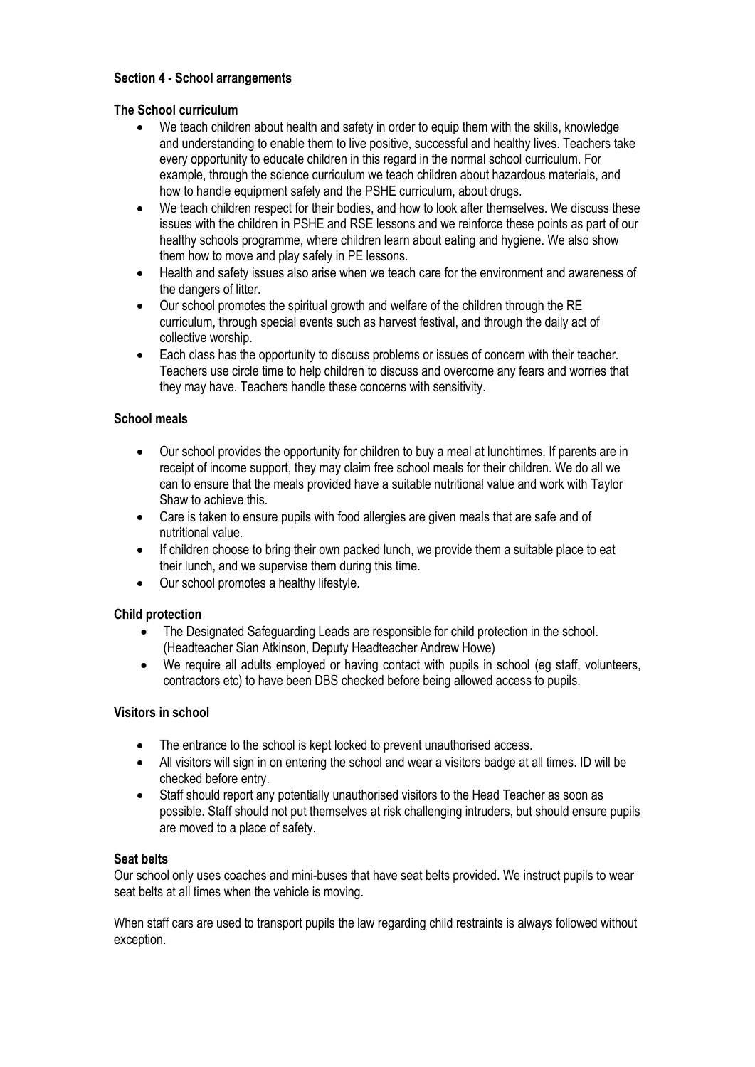## Section 4 - School arrangements

### The School curriculum

- We teach children about health and safety in order to equip them with the skills, knowledge and understanding to enable them to live positive, successful and healthy lives. Teachers take every opportunity to educate children in this regard in the normal school curriculum. For example, through the science curriculum we teach children about hazardous materials, and how to handle equipment safely and the PSHE curriculum, about drugs.
- We teach children respect for their bodies, and how to look after themselves. We discuss these issues with the children in PSHE and RSE lessons and we reinforce these points as part of our healthy schools programme, where children learn about eating and hygiene. We also show them how to move and play safely in PE lessons.
- Health and safety issues also arise when we teach care for the environment and awareness of the dangers of litter.
- Our school promotes the spiritual growth and welfare of the children through the RE curriculum, through special events such as harvest festival, and through the daily act of collective worship.
- Each class has the opportunity to discuss problems or issues of concern with their teacher. Teachers use circle time to help children to discuss and overcome any fears and worries that they may have. Teachers handle these concerns with sensitivity.

### School meals

- Our school provides the opportunity for children to buy a meal at lunchtimes. If parents are in receipt of income support, they may claim free school meals for their children. We do all we can to ensure that the meals provided have a suitable nutritional value and work with Taylor Shaw to achieve this.
- Care is taken to ensure pupils with food allergies are given meals that are safe and of nutritional value.
- If children choose to bring their own packed lunch, we provide them a suitable place to eat their lunch, and we supervise them during this time.
- Our school promotes a healthy lifestyle.

### Child protection

- The Designated Safeguarding Leads are responsible for child protection in the school. (Headteacher Sian Atkinson, Deputy Headteacher Andrew Howe)
- We require all adults employed or having contact with pupils in school (eg staff, volunteers, contractors etc) to have been DBS checked before being allowed access to pupils.

### Visitors in school

- The entrance to the school is kept locked to prevent unauthorised access.
- All visitors will sign in on entering the school and wear a visitors badge at all times. ID will be checked before entry.
- Staff should report any potentially unauthorised visitors to the Head Teacher as soon as possible. Staff should not put themselves at risk challenging intruders, but should ensure pupils are moved to a place of safety.

### Seat belts

Our school only uses coaches and mini-buses that have seat belts provided. We instruct pupils to wear seat belts at all times when the vehicle is moving.

When staff cars are used to transport pupils the law regarding child restraints is always followed without exception.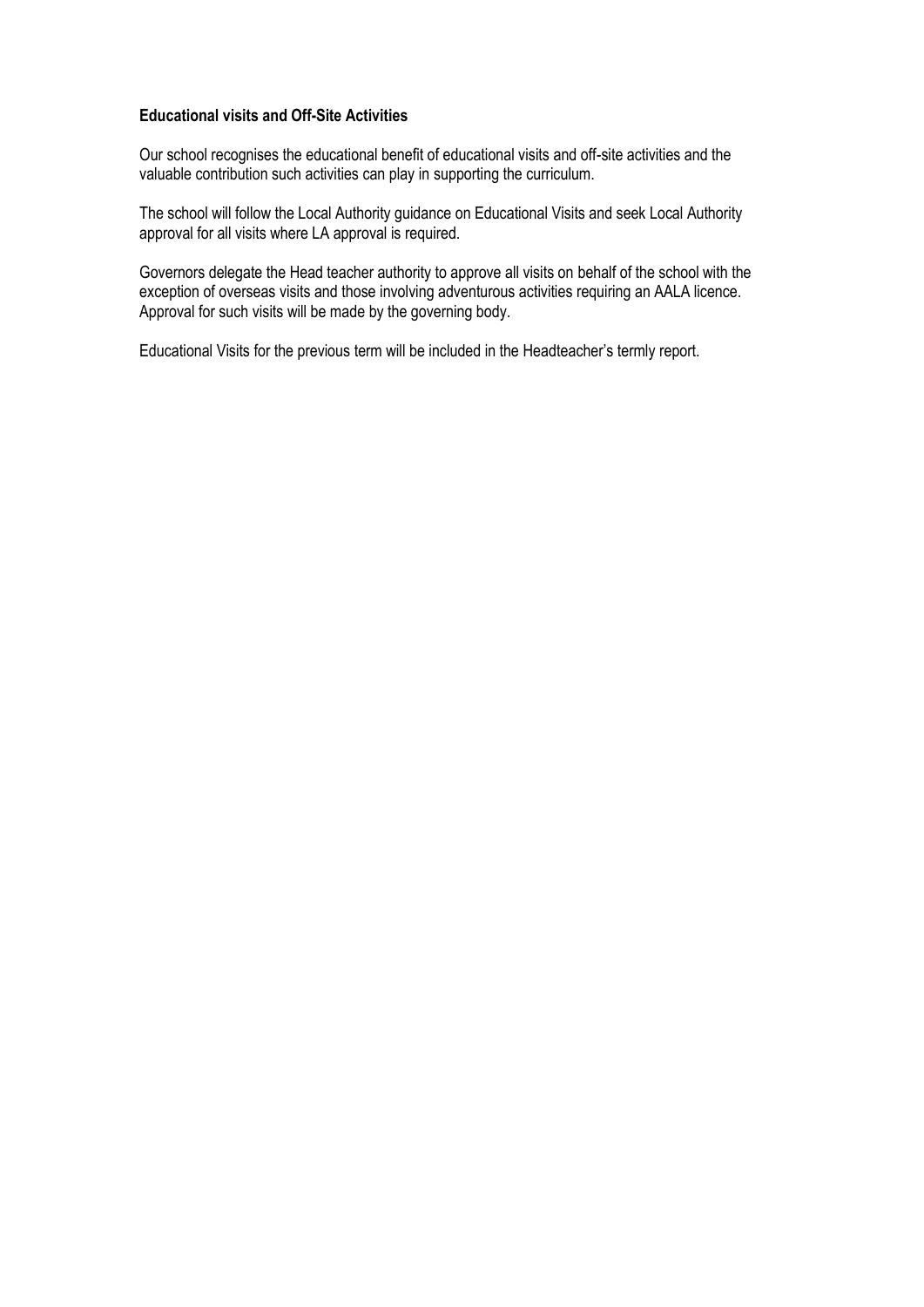**Educational visits and Off-Site Activities**

Our school recognises the educational benefit of educational visits and off-site activities and the valuable contribution such activities can play in supporting the curriculum.

The school will follow the Local Authority guidance on Educational Visits and seek Local Authority approval for all visits where LA approval is required.

Governors delegate the Head teacher authority to approve all visits on behalf of the school with the exception of overseas visits and those involving adventurous activities requiring an AALA licence. Approval for such visits will be made by the governing body.

Educational Visits for the previous term will be included in the Headteacher's termly report.